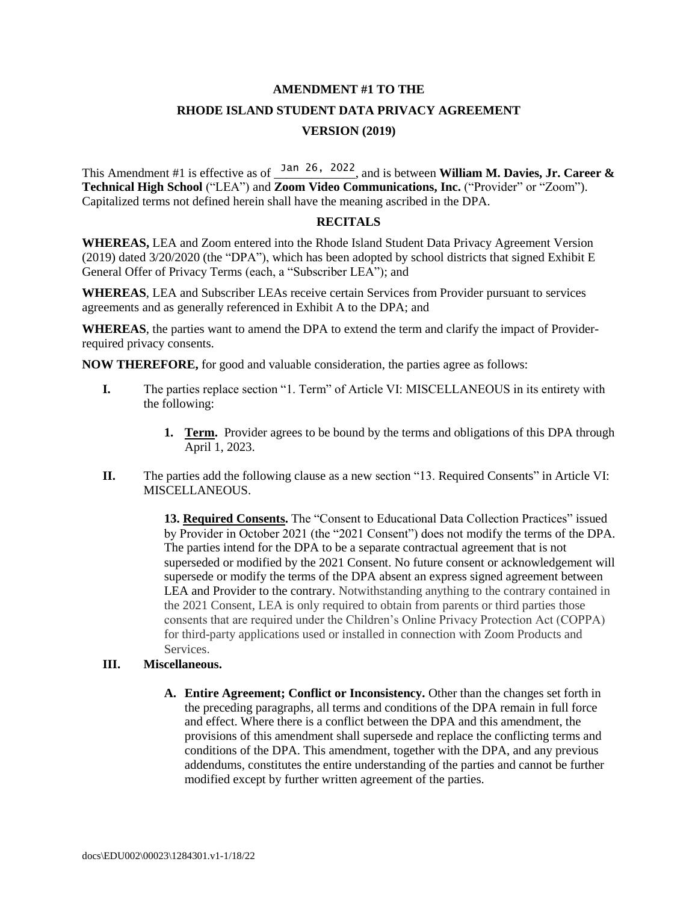# AMENDMENT #1 TO THE

# RHODE ISLAND STUDENT DATA PRIVACY AGREEMENT

# VERSION (2019)

This Amendment #1 is effective as of Jan 26, 2022, and is between **William M. Davies, Jr. Career & Technical High School** ("LEA") and **Zoom Video Communications, Inc.** ("Provider" or "Zoom"). Capitalized terms not defined herein shall have the meaning ascribed in the DPA.

## RECITALS

**WHEREAS,** LEA and Zoom entered into the Rhode Island Student Data Privacy Agreement Version (2019) dated 3/20/2020 (the "DPA"), which has been adopted by school districts that signed Exhibit E General Offer of Privacy Terms (each, a "Subscriber LEA"); and

**WHEREAS**, LEA and Subscriber LEAs receive certain Services from Provider pursuant to services agreements and as generally referenced in Exhibit A to the DPA; and

**WHEREAS**, the parties want to amend the DPA to extend the term and clarify the impact of Provider-required privacy consents.

**NOW THEREFORE,** for good and valuable consideration, the parties agree as follows:

**I.** The parties replace section "1. Term" of Article VI: MISCELLANEOUS in its entirety with the following:

> **1. Term.** Provider agrees to be bound by the terms and obligations of this DPA through April 1, 2023.

**II.** The parties add the following clause as a new section "13. Required Consents" in Article VI: MISCELLANEOUS.

> **13. Required Consents.** The "Consent to Educational Data Collection Practices" issued by Provider in October 2021 (the "2021 Consent") does not modify the terms of the DPA. The parties intend for the DPA to be a separate contractual agreement that is not superseded or modified by the 2021 Consent. No future consent or acknowledgement will supersede or modify the terms of the DPA absent an express signed agreement between LEA and Provider to the contrary. Notwithstanding anything to the contrary contained in the 2021 Consent, LEA is only required to obtain from parents or third parties those consents that are required under the Children's Online Privacy Protection Act (COPPA) for third-party applications used or installed in connection with Zoom Products and Services.

**III. Miscellaneous.**

> **A. Entire Agreement; Conflict or Inconsistency.** Other than the changes set forth in the preceding paragraphs, all terms and conditions of the DPA remain in full force and effect. Where there is a conflict between the DPA and this amendment, the provisions of this amendment shall supersede and replace the conflicting terms and conditions of the DPA. This amendment, together with the DPA, and any previous addendums, constitutes the entire understanding of the parties and cannot be further modified except by further written agreement of the parties.

docs\EDU002\00023\1284301.v1-1/18/22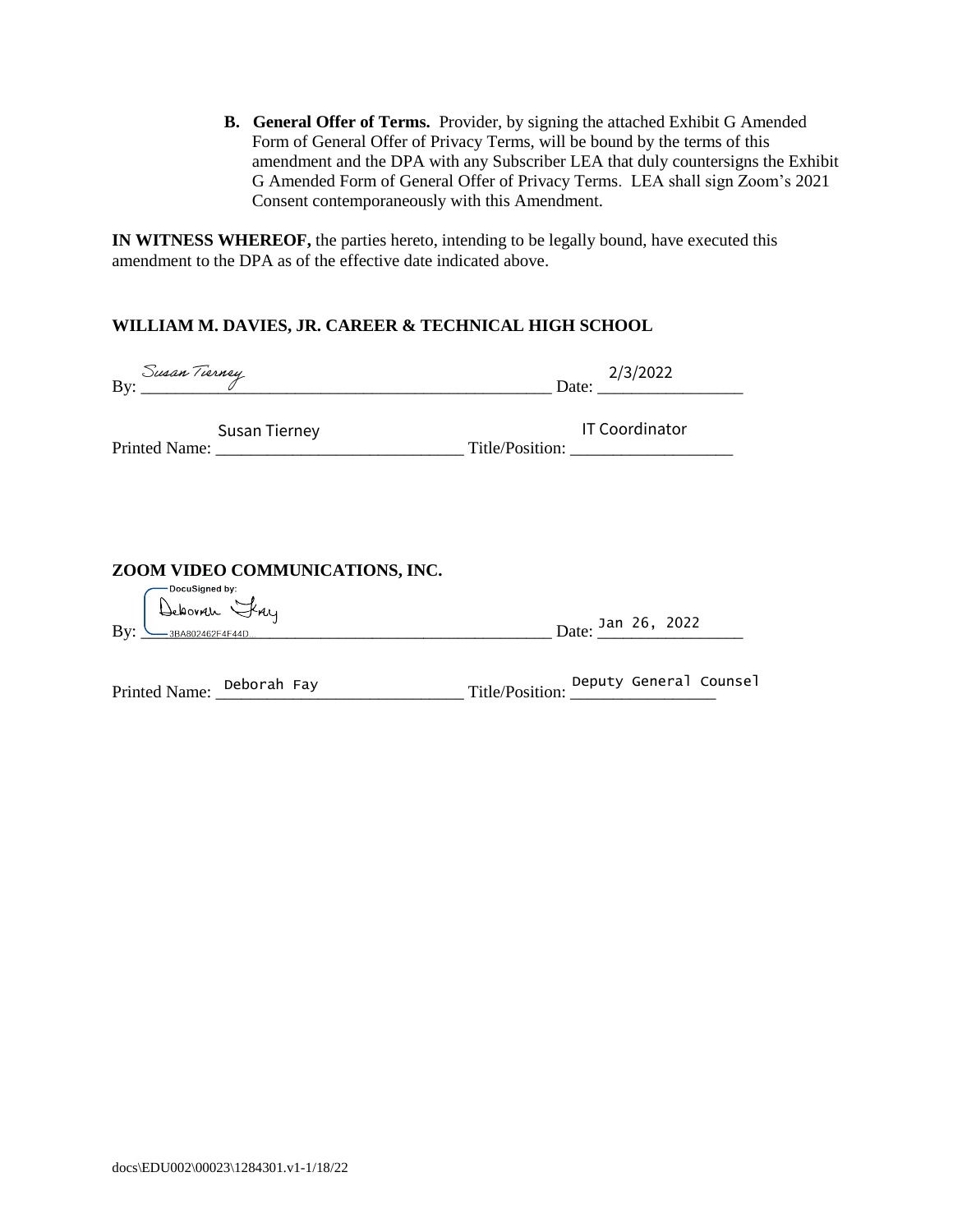**B. General Offer of Terms.** Provider, by signing the attached Exhibit G Amended Form of General Offer of Privacy Terms, will be bound by the terms of this amendment and the DPA with any Subscriber LEA that duly countersigns the Exhibit G Amended Form of General Offer of Privacy Terms. LEA shall sign Zoom's 2021 Consent contemporaneously with this Amendment.

**IN WITNESS WHEREOF,** the parties hereto, intending to be legally bound, have executed this amendment to the DPA as of the effective date indicated above.

**WILLIAM M. DAVIES, JR. CAREER & TECHNICAL HIGH SCHOOL**

By: Susan Tierney Date: 2/3/2022

Printed Name: Susan Tierney Title/Position: IT Coordinator

**ZOOM VIDEO COMMUNICATIONS, INC.**

By: DocuSigned by: Deborah Fay 3BA802462F4F44D... Date: Jan 26, 2022

Printed Name: Deborah Fay Title/Position: Deputy General Counsel

docs\EDU002\00023\1284301.v1-1/18/22